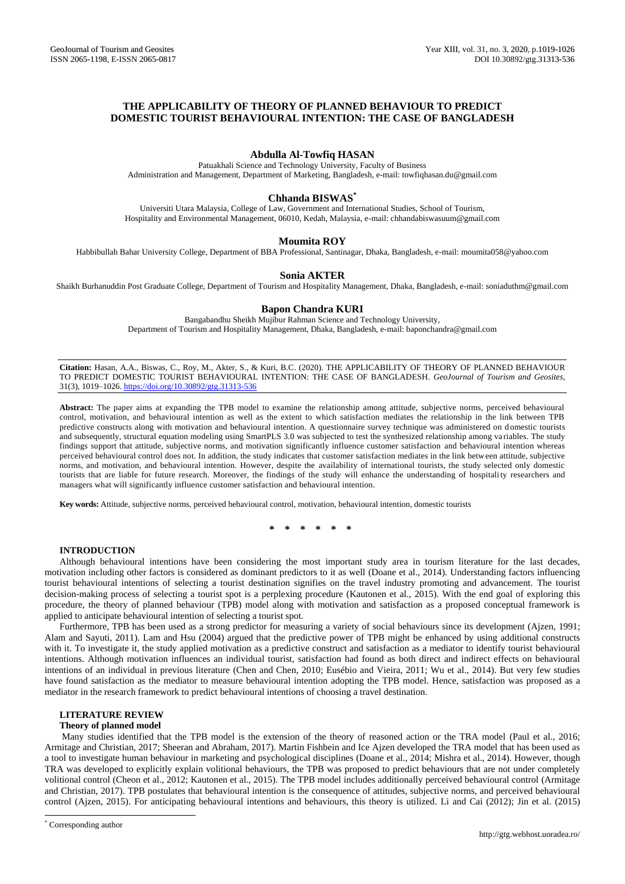# THE APPLICABILITY OF THEORY OF PLANNED BEHAVIOUR TO PREDICT DOMESTIC TOURIST BEHAVIOURAL INTENTION: THE CASE OF BANGLADESH

## Abdulla Al-Towfiq HASAN

Patuakhali Science and Technology University, Faculty of Business Administration and Management, Department of Marketing, Bangladesh, e-mail: towfiqhasan.du@gmail.com

## Chhanda BISWAS*

Universiti Utara Malaysia, College of Law, Government and International Studies, School of Tourism, Hospitality and Environmental Management, 06010, Kedah, Malaysia, e-mail: chhandabiswasuum@gmail.com

## Moumita ROY

Habbibullah Bahar University College, Department of BBA Professional, Santinagar, Dhaka, Bangladesh, e-mail: moumita058@yahoo.com

## Sonia AKTER

Shaikh Burhanuddin Post Graduate College, Department of Tourism and Hospitality Management, Dhaka, Bangladesh, e-mail: soniaduthm@gmail.com

## Bapon Chandra KURI

Bangabandhu Sheikh Mujibur Rahman Science and Technology University, Department of Tourism and Hospitality Management, Dhaka, Bangladesh, e-mail: baponchandra@gmail.com

**Citation:** Hasan, A.A., Biswas, C., Roy, M., Akter, S., & Kuri, B.C. (2020). THE APPLICABILITY OF THEORY OF PLANNED BEHAVIOUR TO PREDICT DOMESTIC TOURIST BEHAVIOURAL INTENTION: THE CASE OF BANGLADESH. *GeoJournal of Tourism and Geosites*, 31(3), 1019–1026. https://doi.org/10.30892/gtg.31313-536

**Abstract:** The paper aims at expanding the TPB model to examine the relationship among attitude, subjective norms, perceived behavioural control, motivation, and behavioural intention as well as the extent to which satisfaction mediates the relationship in the link between TPB predictive constructs along with motivation and behavioural intention. A questionnaire survey technique was administered on domestic tourists and subsequently, structural equation modeling using SmartPLS 3.0 was subjected to test the synthesized relationship among variables. The study findings support that attitude, subjective norms, and motivation significantly influence customer satisfaction and behavioural intention whereas perceived behavioural control does not. In addition, the study indicates that customer satisfaction mediates in the link between attitude, subjective norms, and motivation, and behavioural intention. However, despite the availability of international tourists, the study selected only domestic tourists that are liable for future research. Moreover, the findings of the study will enhance the understanding of hospitality researchers and managers what will significantly influence customer satisfaction and behavioural intention.

**Key words:** Attitude, subjective norms, perceived behavioural control, motivation, behavioural intention, domestic tourists

\* \* \* \* \* \*

## INTRODUCTION

Although behavioural intentions have been considering the most important study area in tourism literature for the last decades, motivation including other factors is considered as dominant predictors to it as well (Doane et al., 2014). Understanding factors influencing tourist behavioural intentions of selecting a tourist destination signifies on the travel industry promoting and advancement. The tourist decision-making process of selecting a tourist spot is a perplexing procedure (Kautonen et al., 2015). With the end goal of exploring this procedure, the theory of planned behaviour (TPB) model along with motivation and satisfaction as a proposed conceptual framework is applied to anticipate behavioural intention of selecting a tourist spot.

Furthermore, TPB has been used as a strong predictor for measuring a variety of social behaviours since its development (Ajzen, 1991; Alam and Sayuti, 2011). Lam and Hsu (2004) argued that the predictive power of TPB might be enhanced by using additional constructs with it. To investigate it, the study applied motivation as a predictive construct and satisfaction as a mediator to identify tourist behavioural intentions. Although motivation influences an individual tourist, satisfaction had found as both direct and indirect effects on behavioural intentions of an individual in previous literature (Chen and Chen, 2010; Eusébio and Vieira, 2011; Wu et al., 2014). But very few studies have found satisfaction as the mediator to measure behavioural intention adopting the TPB model. Hence, satisfaction was proposed as a mediator in the research framework to predict behavioural intentions of choosing a travel destination.

## LITERATURE REVIEW

### Theory of planned model

Many studies identified that the TPB model is the extension of the theory of reasoned action or the TRA model (Paul et al., 2016; Armitage and Christian, 2017; Sheeran and Abraham, 2017). Martin Fishbein and Ice Ajzen developed the TRA model that has been used as a tool to investigate human behaviour in marketing and psychological disciplines (Doane et al., 2014; Mishra et al., 2014). However, though TRA was developed to explicitly explain volitional behaviours, the TPB was proposed to predict behaviours that are not under completely volitional control (Cheon et al., 2012; Kautonen et al., 2015). The TPB model includes additionally perceived behavioural control (Armitage and Christian, 2017). TPB postulates that behavioural intention is the consequence of attitudes, subjective norms, and perceived behavioural control (Ajzen, 2015). For anticipating behavioural intentions and behaviours, this theory is utilized. Li and Cai (2012); Jin et al. (2015)

\* Corresponding author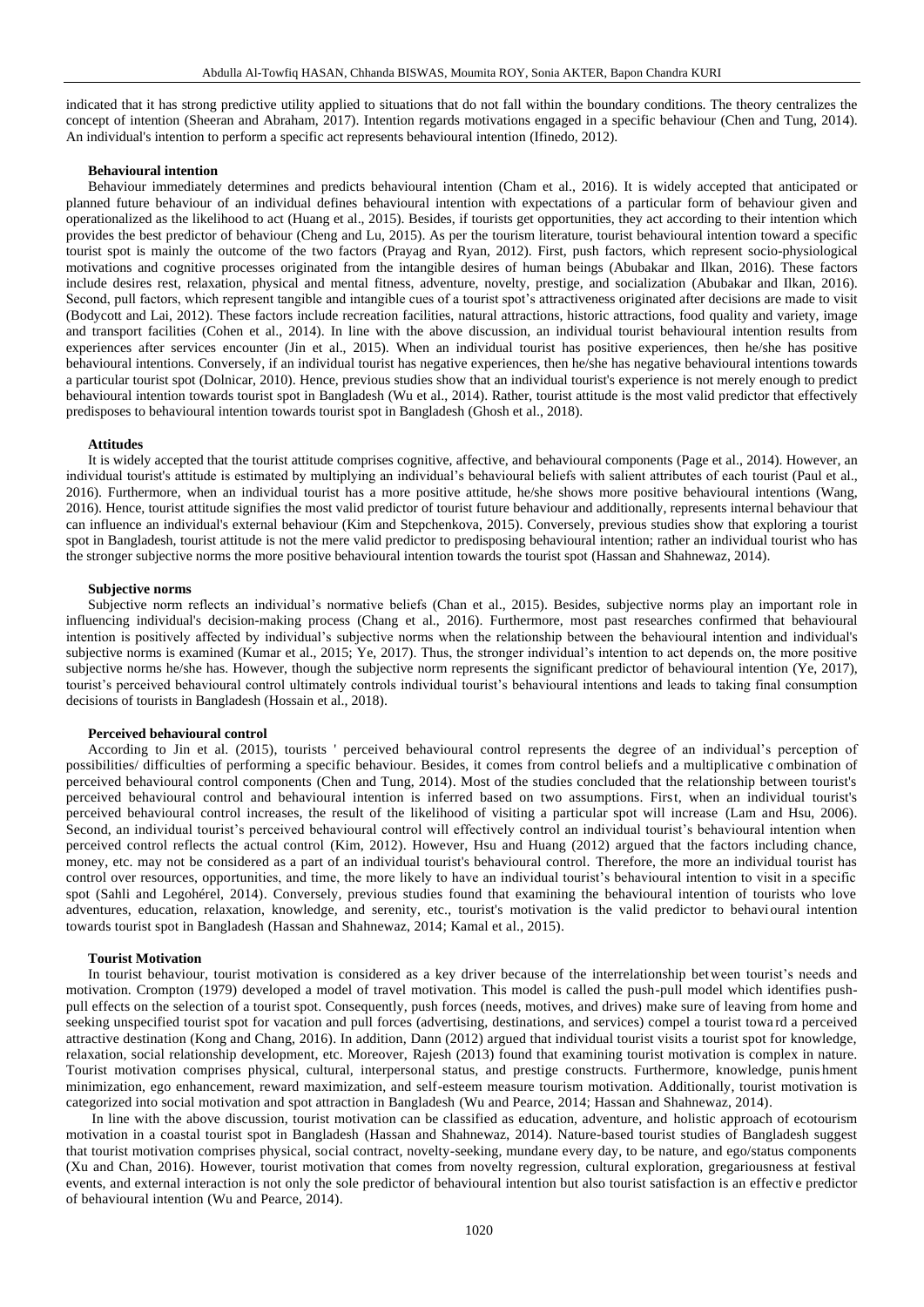indicated that it has strong predictive utility applied to situations that do not fall within the boundary conditions. The theory centralizes the concept of intention (Sheeran and Abraham, 2017). Intention regards motivations engaged in a specific behaviour (Chen and Tung, 2014). An individual's intention to perform a specific act represents behavioural intention (Ifinedo, 2012).

#### Behavioural intention

Behaviour immediately determines and predicts behavioural intention (Cham et al., 2016). It is widely accepted that anticipated or planned future behaviour of an individual defines behavioural intention with expectations of a particular form of behaviour given and operationalized as the likelihood to act (Huang et al., 2015). Besides, if tourists get opportunities, they act according to their intention which provides the best predictor of behaviour (Cheng and Lu, 2015). As per the tourism literature, tourist behavioural intention toward a specific tourist spot is mainly the outcome of the two factors (Prayag and Ryan, 2012). First, push factors, which represent socio-physiological motivations and cognitive processes originated from the intangible desires of human beings (Abubakar and Ilkan, 2016). These factors include desires rest, relaxation, physical and mental fitness, adventure, novelty, prestige, and socialization (Abubakar and Ilkan, 2016). Second, pull factors, which represent tangible and intangible cues of a tourist spot's attractiveness originated after decisions are made to visit (Bodycott and Lai, 2012). These factors include recreation facilities, natural attractions, historic attractions, food quality and variety, image and transport facilities (Cohen et al., 2014). In line with the above discussion, an individual tourist behavioural intention results from experiences after services encounter (Jin et al., 2015). When an individual tourist has positive experiences, then he/she has positive behavioural intentions. Conversely, if an individual tourist has negative experiences, then he/she has negative behavioural intentions towards a particular tourist spot (Dolnicar, 2010). Hence, previous studies show that an individual tourist's experience is not merely enough to predict behavioural intention towards tourist spot in Bangladesh (Wu et al., 2014). Rather, tourist attitude is the most valid predictor that effectively predisposes to behavioural intention towards tourist spot in Bangladesh (Ghosh et al., 2018).

#### Attitudes

It is widely accepted that the tourist attitude comprises cognitive, affective, and behavioural components (Page et al., 2014). However, an individual tourist's attitude is estimated by multiplying an individual's behavioural beliefs with salient attributes of each tourist (Paul et al., 2016). Furthermore, when an individual tourist has a more positive attitude, he/she shows more positive behavioural intentions (Wang, 2016). Hence, tourist attitude signifies the most valid predictor of tourist future behaviour and additionally, represents internal behaviour that can influence an individual's external behaviour (Kim and Stepchenkova, 2015). Conversely, previous studies show that exploring a tourist spot in Bangladesh, tourist attitude is not the mere valid predictor to predisposing behavioural intention; rather an individual tourist who has the stronger subjective norms the more positive behavioural intention towards the tourist spot (Hassan and Shahnewaz, 2014).

#### Subjective norms

Subjective norm reflects an individual's normative beliefs (Chan et al., 2015). Besides, subjective norms play an important role in influencing individual's decision-making process (Chang et al., 2016). Furthermore, most past researches confirmed that behavioural intention is positively affected by individual's subjective norms when the relationship between the behavioural intention and individual's subjective norms is examined (Kumar et al., 2015; Ye, 2017). Thus, the stronger individual's intention to act depends on, the more positive subjective norms he/she has. However, though the subjective norm represents the significant predictor of behavioural intention (Ye, 2017), tourist's perceived behavioural control ultimately controls individual tourist's behavioural intentions and leads to taking final consumption decisions of tourists in Bangladesh (Hossain et al., 2018).

#### Perceived behavioural control

According to Jin et al. (2015), tourists ' perceived behavioural control represents the degree of an individual's perception of possibilities/ difficulties of performing a specific behaviour. Besides, it comes from control beliefs and a multiplicative combination of perceived behavioural control components (Chen and Tung, 2014). Most of the studies concluded that the relationship between tourist's perceived behavioural control and behavioural intention is inferred based on two assumptions. First, when an individual tourist's perceived behavioural control increases, the result of the likelihood of visiting a particular spot will increase (Lam and Hsu, 2006). Second, an individual tourist's perceived behavioural control will effectively control an individual tourist's behavioural intention when perceived control reflects the actual control (Kim, 2012). However, Hsu and Huang (2012) argued that the factors including chance, money, etc. may not be considered as a part of an individual tourist's behavioural control. Therefore, the more an individual tourist has control over resources, opportunities, and time, the more likely to have an individual tourist's behavioural intention to visit in a specific spot (Sahli and Legohérel, 2014). Conversely, previous studies found that examining the behavioural intention of tourists who love adventures, education, relaxation, knowledge, and serenity, etc., tourist's motivation is the valid predictor to behavioural intention towards tourist spot in Bangladesh (Hassan and Shahnewaz, 2014; Kamal et al., 2015).

#### Tourist Motivation

In tourist behaviour, tourist motivation is considered as a key driver because of the interrelationship between tourist's needs and motivation. Crompton (1979) developed a model of travel motivation. This model is called the push-pull model which identifies push-pull effects on the selection of a tourist spot. Consequently, push forces (needs, motives, and drives) make sure of leaving from home and seeking unspecified tourist spot for vacation and pull forces (advertising, destinations, and services) compel a tourist toward a perceived attractive destination (Kong and Chang, 2016). In addition, Dann (2012) argued that individual tourist visits a tourist spot for knowledge, relaxation, social relationship development, etc. Moreover, Rajesh (2013) found that examining tourist motivation is complex in nature. Tourist motivation comprises physical, cultural, interpersonal status, and prestige constructs. Furthermore, knowledge, punishment minimization, ego enhancement, reward maximization, and self-esteem measure tourism motivation. Additionally, tourist motivation is categorized into social motivation and spot attraction in Bangladesh (Wu and Pearce, 2014; Hassan and Shahnewaz, 2014).

In line with the above discussion, tourist motivation can be classified as education, adventure, and holistic approach of ecotourism motivation in a coastal tourist spot in Bangladesh (Hassan and Shahnewaz, 2014). Nature-based tourist studies of Bangladesh suggest that tourist motivation comprises physical, social contract, novelty-seeking, mundane every day, to be nature, and ego/status components (Xu and Chan, 2016). However, tourist motivation that comes from novelty regression, cultural exploration, gregariousness at festival events, and external interaction is not only the sole predictor of behavioural intention but also tourist satisfaction is an effective predictor of behavioural intention (Wu and Pearce, 2014).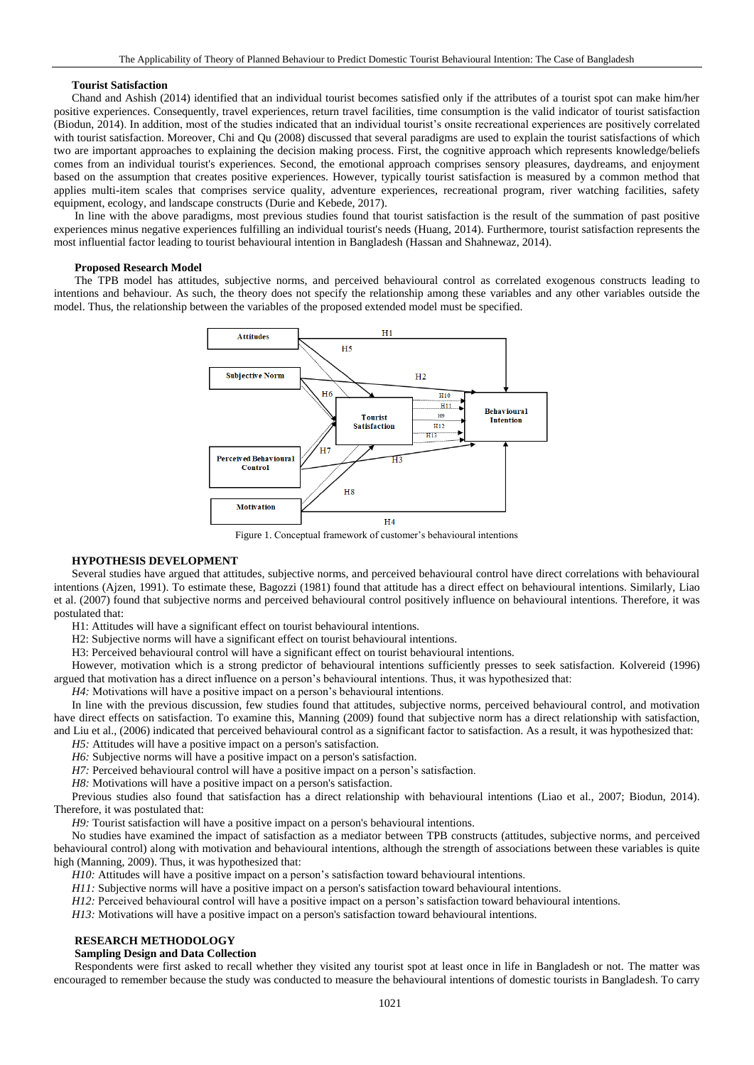### Tourist Satisfaction

Chand and Ashish (2014) identified that an individual tourist becomes satisfied only if the attributes of a tourist spot can make him/her positive experiences. Consequently, travel experiences, return travel facilities, time consumption is the valid indicator of tourist satisfaction (Biodun, 2014). In addition, most of the studies indicated that an individual tourist's onsite recreational experiences are positively correlated with tourist satisfaction. Moreover, Chi and Qu (2008) discussed that several paradigms are used to explain the tourist satisfactions of which two are important approaches to explaining the decision making process. First, the cognitive approach which represents knowledge/beliefs comes from an individual tourist's experiences. Second, the emotional approach comprises sensory pleasures, daydreams, and enjoyment based on the assumption that creates positive experiences. However, typically tourist satisfaction is measured by a common method that applies multi-item scales that comprises service quality, adventure experiences, recreational program, river watching facilities, safety equipment, ecology, and landscape constructs (Durie and Kebede, 2017).

In line with the above paradigms, most previous studies found that tourist satisfaction is the result of the summation of past positive experiences minus negative experiences fulfilling an individual tourist's needs (Huang, 2014). Furthermore, tourist satisfaction represents the most influential factor leading to tourist behavioural intention in Bangladesh (Hassan and Shahnewaz, 2014).

### Proposed Research Model

The TPB model has attitudes, subjective norms, and perceived behavioural control as correlated exogenous constructs leading to intentions and behaviour. As such, the theory does not specify the relationship among these variables and any other variables outside the model. Thus, the relationship between the variables of the proposed extended model must be specified.

Figure 1. Conceptual framework of customer's behavioural intentions

## HYPOTHESIS DEVELOPMENT

Several studies have argued that attitudes, subjective norms, and perceived behavioural control have direct correlations with behavioural intentions (Ajzen, 1991). To estimate these, Bagozzi (1981) found that attitude has a direct effect on behavioural intentions. Similarly, Liao et al. (2007) found that subjective norms and perceived behavioural control positively influence on behavioural intentions. Therefore, it was postulated that:

H1: Attitudes will have a significant effect on tourist behavioural intentions.

H2: Subjective norms will have a significant effect on tourist behavioural intentions.

H3: Perceived behavioural control will have a significant effect on tourist behavioural intentions.

However, motivation which is a strong predictor of behavioural intentions sufficiently presses to seek satisfaction. Kolvereid (1996) argued that motivation has a direct influence on a person's behavioural intentions. Thus, it was hypothesized that:

*H4:* Motivations will have a positive impact on a person's behavioural intentions.

In line with the previous discussion, few studies found that attitudes, subjective norms, perceived behavioural control, and motivation have direct effects on satisfaction. To examine this, Manning (2009) found that subjective norm has a direct relationship with satisfaction, and Liu et al., (2006) indicated that perceived behavioural control as a significant factor to satisfaction. As a result, it was hypothesized that:

*H5:* Attitudes will have a positive impact on a person's satisfaction.

*H6:* Subjective norms will have a positive impact on a person's satisfaction.

*H7:* Perceived behavioural control will have a positive impact on a person's satisfaction.

*H8:* Motivations will have a positive impact on a person's satisfaction.

Previous studies also found that satisfaction has a direct relationship with behavioural intentions (Liao et al., 2007; Biodun, 2014). Therefore, it was postulated that:

*H9:* Tourist satisfaction will have a positive impact on a person's behavioural intentions.

No studies have examined the impact of satisfaction as a mediator between TPB constructs (attitudes, subjective norms, and perceived behavioural control) along with motivation and behavioural intentions, although the strength of associations between these variables is quite high (Manning, 2009). Thus, it was hypothesized that:

*H10:* Attitudes will have a positive impact on a person's satisfaction toward behavioural intentions.

*H11:* Subjective norms will have a positive impact on a person's satisfaction toward behavioural intentions.

*H12:* Perceived behavioural control will have a positive impact on a person's satisfaction toward behavioural intentions.

*H13:* Motivations will have a positive impact on a person's satisfaction toward behavioural intentions.

## RESEARCH METHODOLOGY

### Sampling Design and Data Collection

Respondents were first asked to recall whether they visited any tourist spot at least once in life in Bangladesh or not. The matter was encouraged to remember because the study was conducted to measure the behavioural intentions of domestic tourists in Bangladesh. To carry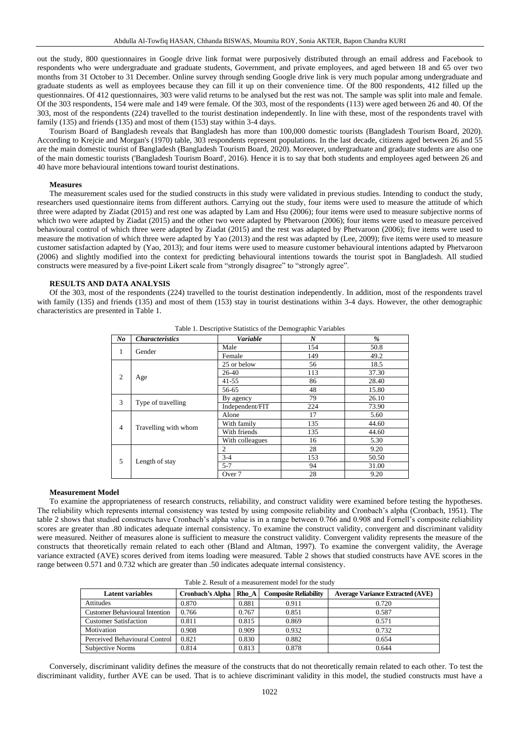out the study, 800 questionnaires in Google drive link format were purposively distributed through an email address and Facebook to respondents who were undergraduate and graduate students, Government, and private employees, and aged between 18 and 65 over two months from 31 October to 31 December. Online survey through sending Google drive link is very much popular among undergraduate and graduate students as well as employees because they can fill it up on their convenience time. Of the 800 respondents, 412 filled up the questionnaires. Of 412 questionnaires, 303 were valid returns to be analysed but the rest was not. The sample was split into male and female. Of the 303 respondents, 154 were male and 149 were female. Of the 303, most of the respondents (113) were aged between 26 and 40. Of the 303, most of the respondents (224) travelled to the tourist destination independently. In line with these, most of the respondents travel with family (135) and friends (135) and most of them (153) stay within 3-4 days.

Tourism Board of Bangladesh reveals that Bangladesh has more than 100,000 domestic tourists (Bangladesh Tourism Board, 2020). According to Krejcie and Morgan's (1970) table, 303 respondents represent populations. In the last decade, citizens aged between 26 and 55 are the main domestic tourist of Bangladesh (Bangladesh Tourism Board, 2020). Moreover, undergraduate and graduate students are also one of the main domestic tourists ('Bangladesh Tourism Board', 2016). Hence it is to say that both students and employees aged between 26 and 40 have more behavioural intentions toward tourist destinations.

### Measures

The measurement scales used for the studied constructs in this study were validated in previous studies. Intending to conduct the study, researchers used questionnaire items from different authors. Carrying out the study, four items were used to measure the attitude of which three were adapted by Ziadat (2015) and rest one was adapted by Lam and Hsu (2006); four items were used to measure subjective norms of which two were adapted by Ziadat (2015) and the other two were adapted by Phetvaroon (2006); four items were used to measure perceived behavioural control of which three were adapted by Ziadat (2015) and the rest was adapted by Phetvaroon (2006); five items were used to measure the motivation of which three were adapted by Yao (2013) and the rest was adapted by (Lee, 2009); five items were used to measure customer satisfaction adapted by (Yao, 2013); and four items were used to measure customer behavioural intentions adapted by Phetvaroon (2006) and slightly modified into the context for predicting behavioural intentions towards the tourist spot in Bangladesh. All studied constructs were measured by a five-point Likert scale from "strongly disagree" to "strongly agree".

## RESULTS AND DATA ANALYSIS

Of the 303, most of the respondents (224) travelled to the tourist destination independently. In addition, most of the respondents travel with family (135) and friends (135) and most of them (153) stay in tourist destinations within 3-4 days. However, the other demographic characteristics are presented in Table 1.

Table 1. Descriptive Statistics of the Demographic Variables

| *No* | *Characteristics* | *Variable* | *N* | *%* |
|---|---|---|---|---|
| 1 | Gender | Male | 154 | 50.8 |
| | | Female | 149 | 49.2 |
| 2 | Age | 25 or below | 56 | 18.5 |
| | | 26-40 | 113 | 37.30 |
| | | 41-55 | 86 | 28.40 |
| | | 56-65 | 48 | 15.80 |
| 3 | Type of travelling | By agency | 79 | 26.10 |
| | | Independent/FIT | 224 | 73.90 |
| 4 | Travelling with whom | Alone | 17 | 5.60 |
| | | With family | 135 | 44.60 |
| | | With friends | 135 | 44.60 |
| | | With colleagues | 16 | 5.30 |
| 5 | Length of stay | 2 | 28 | 9.20 |
| | | 3-4 | 153 | 50.50 |
| | | 5-7 | 94 | 31.00 |
| | | Over 7 | 28 | 9.20 |

### Measurement Model

To examine the appropriateness of research constructs, reliability, and construct validity were examined before testing the hypotheses. The reliability which represents internal consistency was tested by using composite reliability and Cronbach's alpha (Cronbach, 1951). The table 2 shows that studied constructs have Cronbach's alpha value is in a range between 0.766 and 0.908 and Fornell's composite reliability scores are greater than .80 indicates adequate internal consistency. To examine the construct validity, convergent and discriminant validity were measured. Neither of measures alone is sufficient to measure the construct validity. Convergent validity represents the measure of the constructs that theoretically remain related to each other (Bland and Altman, 1997). To examine the convergent validity, the Average variance extracted (AVE) scores derived from items loading were measured. Table 2 shows that studied constructs have AVE scores in the range between 0.571 and 0.732 which are greater than .50 indicates adequate internal consistency.

Table 2. Result of a measurement model for the study

| Latent variables | Cronbach's Alpha | Rho_A | Composite Reliability | Average Variance Extracted (AVE) |
|---|---|---|---|---|
| Attitudes | 0.870 | 0.881 | 0.911 | 0.720 |
| Customer Behavioural Intention | 0.766 | 0.767 | 0.851 | 0.587 |
| Customer Satisfaction | 0.811 | 0.815 | 0.869 | 0.571 |
| Motivation | 0.908 | 0.909 | 0.932 | 0.732 |
| Perceived Behavioural Control | 0.821 | 0.830 | 0.882 | 0.654 |
| Subjective Norms | 0.814 | 0.813 | 0.878 | 0.644 |

Conversely, discriminant validity defines the measure of the constructs that do not theoretically remain related to each other. To test the discriminant validity, further AVE can be used. That is to achieve discriminant validity in this model, the studied constructs must have a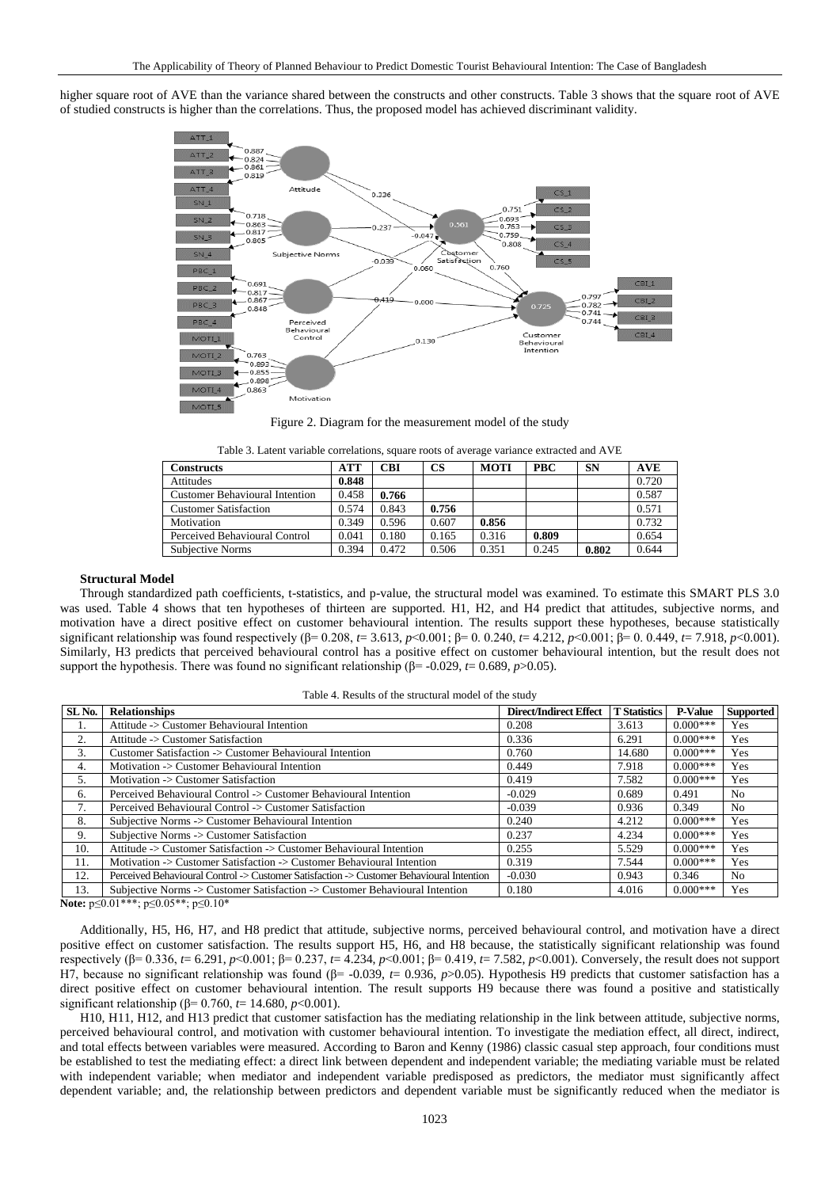higher square root of AVE than the variance shared between the constructs and other constructs. Table 3 shows that the square root of AVE of studied constructs is higher than the correlations. Thus, the proposed model has achieved discriminant validity.

Figure 2. Diagram for the measurement model of the study

Table 3. Latent variable correlations, square roots of average variance extracted and AVE

| Constructs | ATT | CBI | CS | MOTI | PBC | SN | AVE |
|---|---|---|---|---|---|---|---|
| Attitudes | **0.848** | | | | | | 0.720 |
| Customer Behavioural Intention | 0.458 | **0.766** | | | | | 0.587 |
| Customer Satisfaction | 0.574 | 0.843 | **0.756** | | | | 0.571 |
| Motivation | 0.349 | 0.596 | 0.607 | **0.856** | | | 0.732 |
| Perceived Behavioural Control | 0.041 | 0.180 | 0.165 | 0.316 | **0.809** | | 0.654 |
| Subjective Norms | 0.394 | 0.472 | 0.506 | 0.351 | 0.245 | **0.802** | 0.644 |

### Structural Model

Through standardized path coefficients, t-statistics, and p-value, the structural model was examined. To estimate this SMART PLS 3.0 was used. Table 4 shows that ten hypotheses of thirteen are supported. H1, H2, and H4 predict that attitudes, subjective norms, and motivation have a direct positive effect on customer behavioural intention. The results support these hypotheses, because statistically significant relationship was found respectively (β= 0.208, *t*= 3.613, $p<0.001$; β= 0. 0.240, *t*= 4.212, $p<0.001$; β= 0. 0.449, *t*= 7.918, $p<0.001$). Similarly, H3 predicts that perceived behavioural control has a positive effect on customer behavioural intention, but the result does not support the hypothesis. There was found no significant relationship (β= -0.029, *t*= 0.689, $p>0.05$).

Table 4. Results of the structural model of the study

| SL No. | Relationships | Direct/Indirect Effect | T Statistics | P-Value | Supported |
|---|---|---|---|---|---|
| 1. | Attitude -> Customer Behavioural Intention | 0.208 | 3.613 | 0.000*** | Yes |
| 2. | Attitude -> Customer Satisfaction | 0.336 | 6.291 | 0.000*** | Yes |
| 3. | Customer Satisfaction -> Customer Behavioural Intention | 0.760 | 14.680 | 0.000*** | Yes |
| 4. | Motivation -> Customer Behavioural Intention | 0.449 | 7.918 | 0.000*** | Yes |
| 5. | Motivation -> Customer Satisfaction | 0.419 | 7.582 | 0.000*** | Yes |
| 6. | Perceived Behavioural Control -> Customer Behavioural Intention | -0.029 | 0.689 | 0.491 | No |
| 7. | Perceived Behavioural Control -> Customer Satisfaction | -0.039 | 0.936 | 0.349 | No |
| 8. | Subjective Norms -> Customer Behavioural Intention | 0.240 | 4.212 | 0.000*** | Yes |
| 9. | Subjective Norms -> Customer Satisfaction | 0.237 | 4.234 | 0.000*** | Yes |
| 10. | Attitude -> Customer Satisfaction -> Customer Behavioural Intention | 0.255 | 5.529 | 0.000*** | Yes |
| 11. | Motivation -> Customer Satisfaction -> Customer Behavioural Intention | 0.319 | 7.544 | 0.000*** | Yes |
| 12. | Perceived Behavioural Control -> Customer Satisfaction -> Customer Behavioural Intention | -0.030 | 0.943 | 0.346 | No |
| 13. | Subjective Norms -> Customer Satisfaction -> Customer Behavioural Intention | 0.180 | 4.016 | 0.000*** | Yes |

**Note:** p≤0.01***; p≤0.05**; p≤0.10*

Additionally, H5, H6, H7, and H8 predict that attitude, subjective norms, perceived behavioural control, and motivation have a direct positive effect on customer satisfaction. The results support H5, H6, and H8 because, the statistically significant relationship was found respectively (β= 0.336, *t*= 6.291, $p<0.001$; β= 0.237, *t*= 4.234, $p<0.001$; β= 0.419, *t*= 7.582, $p<0.001$). Conversely, the result does not support H7, because no significant relationship was found (β= -0.039, *t*= 0.936, $p>0.05$). Hypothesis H9 predicts that customer satisfaction has a direct positive effect on customer behavioural intention. The result supports H9 because there was found a positive and statistically significant relationship (β= 0.760, *t*= 14.680, $p<0.001$).

H10, H11, H12, and H13 predict that customer satisfaction has the mediating relationship in the link between attitude, subjective norms, perceived behavioural control, and motivation with customer behavioural intention. To investigate the mediation effect, all direct, indirect, and total effects between variables were measured. According to Baron and Kenny (1986) classic casual step approach, four conditions must be established to test the mediating effect: a direct link between dependent and independent variable; the mediating variable must be related with independent variable; when mediator and independent variable predisposed as predictors, the mediator must significantly affect dependent variable; and, the relationship between predictors and dependent variable must be significantly reduced when the mediator is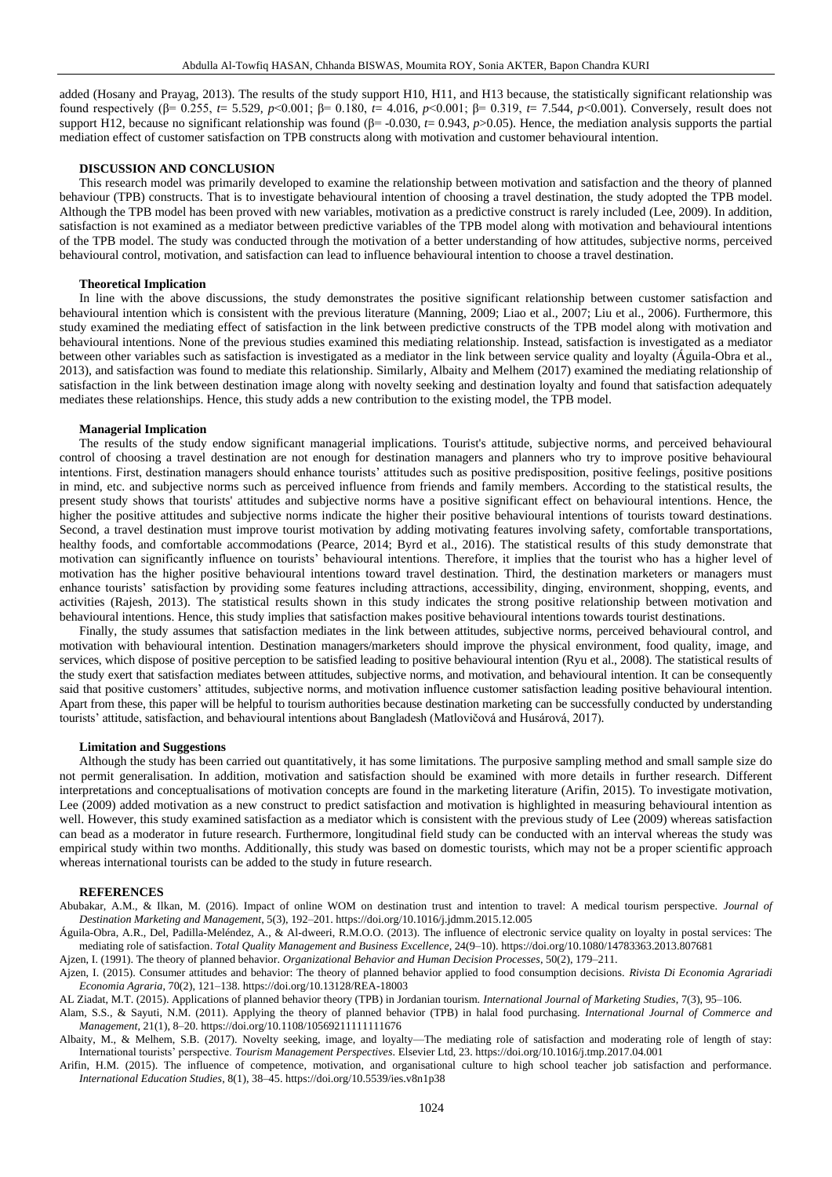added (Hosany and Prayag, 2013). The results of the study support H10, H11, and H13 because, the statistically significant relationship was found respectively ($\beta = 0.255$, $t = 5.529$, $p<0.001$; $\beta = 0.180$, $t = 4.016$, $p<0.001$; $\beta = 0.319$, $t = 7.544$, $p<0.001$). Conversely, result does not support H12, because no significant relationship was found ($\beta = -0.030$, $t = 0.943$, $p>0.05$). Hence, the mediation analysis supports the partial mediation effect of customer satisfaction on TPB constructs along with motivation and customer behavioural intention.

## DISCUSSION AND CONCLUSION

This research model was primarily developed to examine the relationship between motivation and satisfaction and the theory of planned behaviour (TPB) constructs. That is to investigate behavioural intention of choosing a travel destination, the study adopted the TPB model. Although the TPB model has been proved with new variables, motivation as a predictive construct is rarely included (Lee, 2009). In addition, satisfaction is not examined as a mediator between predictive variables of the TPB model along with motivation and behavioural intentions of the TPB model. The study was conducted through the motivation of a better understanding of how attitudes, subjective norms, perceived behavioural control, motivation, and satisfaction can lead to influence behavioural intention to choose a travel destination.

### Theoretical Implication

In line with the above discussions, the study demonstrates the positive significant relationship between customer satisfaction and behavioural intention which is consistent with the previous literature (Manning, 2009; Liao et al., 2007; Liu et al., 2006). Furthermore, this study examined the mediating effect of satisfaction in the link between predictive constructs of the TPB model along with motivation and behavioural intentions. None of the previous studies examined this mediating relationship. Instead, satisfaction is investigated as a mediator between other variables such as satisfaction is investigated as a mediator in the link between service quality and loyalty (Águila-Obra et al., 2013), and satisfaction was found to mediate this relationship. Similarly, Albaity and Melhem (2017) examined the mediating relationship of satisfaction in the link between destination image along with novelty seeking and destination loyalty and found that satisfaction adequately mediates these relationships. Hence, this study adds a new contribution to the existing model, the TPB model.

### Managerial Implication

The results of the study endow significant managerial implications. Tourist's attitude, subjective norms, and perceived behavioural control of choosing a travel destination are not enough for destination managers and planners who try to improve positive behavioural intentions. First, destination managers should enhance tourists' attitudes such as positive predisposition, positive feelings, positive positions in mind, etc. and subjective norms such as perceived influence from friends and family members. According to the statistical results, the present study shows that tourists' attitudes and subjective norms have a positive significant effect on behavioural intentions. Hence, the higher the positive attitudes and subjective norms indicate the higher their positive behavioural intentions of tourists toward destinations. Second, a travel destination must improve tourist motivation by adding motivating features involving safety, comfortable transportations, healthy foods, and comfortable accommodations (Pearce, 2014; Byrd et al., 2016). The statistical results of this study demonstrate that motivation can significantly influence on tourists' behavioural intentions. Therefore, it implies that the tourist who has a higher level of motivation has the higher positive behavioural intentions toward travel destination. Third, the destination marketers or managers must enhance tourists' satisfaction by providing some features including attractions, accessibility, dinging, environment, shopping, events, and activities (Rajesh, 2013). The statistical results shown in this study indicates the strong positive relationship between motivation and behavioural intentions. Hence, this study implies that satisfaction makes positive behavioural intentions towards tourist destinations.

Finally, the study assumes that satisfaction mediates in the link between attitudes, subjective norms, perceived behavioural control, and motivation with behavioural intention. Destination managers/marketers should improve the physical environment, food quality, image, and services, which dispose of positive perception to be satisfied leading to positive behavioural intention (Ryu et al., 2008). The statistical results of the study exert that satisfaction mediates between attitudes, subjective norms, and motivation, and behavioural intention. It can be consequently said that positive customers' attitudes, subjective norms, and motivation influence customer satisfaction leading positive behavioural intention. Apart from these, this paper will be helpful to tourism authorities because destination marketing can be successfully conducted by understanding tourists' attitude, satisfaction, and behavioural intentions about Bangladesh (Matlovičová and Husárová, 2017).

### Limitation and Suggestions

Although the study has been carried out quantitatively, it has some limitations. The purposive sampling method and small sample size do not permit generalisation. In addition, motivation and satisfaction should be examined with more details in further research. Different interpretations and conceptualisations of motivation concepts are found in the marketing literature (Arifin, 2015). To investigate motivation, Lee (2009) added motivation as a new construct to predict satisfaction and motivation is highlighted in measuring behavioural intention as well. However, this study examined satisfaction as a mediator which is consistent with the previous study of Lee (2009) whereas satisfaction can bead as a moderator in future research. Furthermore, longitudinal field study can be conducted with an interval whereas the study was empirical study within two months. Additionally, this study was based on domestic tourists, which may not be a proper scientific approach whereas international tourists can be added to the study in future research.

## REFERENCES

Abubakar, A.M., & Ilkan, M. (2016). Impact of online WOM on destination trust and intention to travel: A medical tourism perspective. *Journal of Destination Marketing and Management*, 5(3), 192–201. https://doi.org/10.1016/j.jdmm.2015.12.005

Águila-Obra, A.R., Del, Padilla-Meléndez, A., & Al-dweeri, R.M.O.O. (2013). The influence of electronic service quality on loyalty in postal services: The mediating role of satisfaction. *Total Quality Management and Business Excellence*, 24(9–10). https://doi.org/10.1080/14783363.2013.807681

Ajzen, I. (1991). The theory of planned behavior. *Organizational Behavior and Human Decision Processes*, 50(2), 179–211.

Ajzen, I. (2015). Consumer attitudes and behavior: The theory of planned behavior applied to food consumption decisions. *Rivista Di Economia Agrariadi Economia Agraria*, 70(2), 121–138. https://doi.org/10.13128/REA-18003

AL Ziadat, M.T. (2015). Applications of planned behavior theory (TPB) in Jordanian tourism. *International Journal of Marketing Studies*, 7(3), 95–106.

Alam, S.S., & Sayuti, N.M. (2011). Applying the theory of planned behavior (TPB) in halal food purchasing. *International Journal of Commerce and Management*, 21(1), 8–20. https://doi.org/10.1108/10569211111111676

Albaity, M., & Melhem, S.B. (2017). Novelty seeking, image, and loyalty—The mediating role of satisfaction and moderating role of length of stay: International tourists' perspective. *Tourism Management Perspectives*. Elsevier Ltd, 23. https://doi.org/10.1016/j.tmp.2017.04.001

Arifin, H.M. (2015). The influence of competence, motivation, and organisational culture to high school teacher job satisfaction and performance. *International Education Studies*, 8(1), 38–45. https://doi.org/10.5539/ies.v8n1p38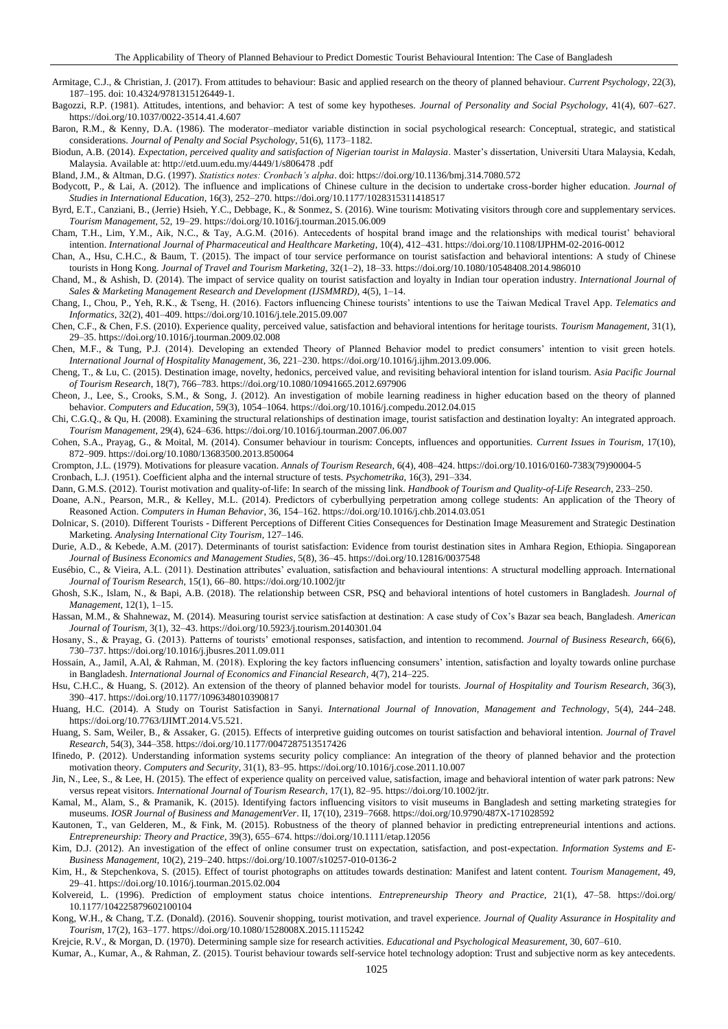Armitage, C.J., & Christian, J. (2017). From attitudes to behaviour: Basic and applied research on the theory of planned behaviour. *Current Psychology*, 22(3), 187–195. doi: 10.4324/9781315126449-1.

Bagozzi, R.P. (1981). Attitudes, intentions, and behavior: A test of some key hypotheses. *Journal of Personality and Social Psychology*, 41(4), 607–627. https://doi.org/10.1037/0022-3514.41.4.607

Baron, R.M., & Kenny, D.A. (1986). The moderator–mediator variable distinction in social psychological research: Conceptual, strategic, and statistical considerations. *Journal of Penalty and Social Psychology*, 51(6), 1173–1182.

Biodun, A.B. (2014). *Expectation, perceived quality and satisfaction of Nigerian tourist in Malaysia*. Master's dissertation, Universiti Utara Malaysia, Kedah, Malaysia. Available at: http://etd.uum.edu.my/4449/1/s806478 .pdf

Bland, J.M., & Altman, D.G. (1997). *Statistics notes: Cronbach's alpha*. doi: https://doi.org/10.1136/bmj.314.7080.572

Bodycott, P., & Lai, A. (2012). The influence and implications of Chinese culture in the decision to undertake cross-border higher education. *Journal of Studies in International Education*, 16(3), 252–270. https://doi.org/10.1177/1028315311418517

Byrd, E.T., Canziani, B., (Jerrie) Hsieh, Y.C., Debbage, K., & Sonmez, S. (2016). Wine tourism: Motivating visitors through core and supplementary services. *Tourism Management*, 52, 19–29. https://doi.org/10.1016/j.tourman.2015.06.009

Cham, T.H., Lim, Y.M., Aik, N.C., & Tay, A.G.M. (2016). Antecedents of hospital brand image and the relationships with medical tourist' behavioral intention. *International Journal of Pharmaceutical and Healthcare Marketing*, 10(4), 412–431. https://doi.org/10.1108/IJPHM-02-2016-0012

Chan, A., Hsu, C.H.C., & Baum, T. (2015). The impact of tour service performance on tourist satisfaction and behavioral intentions: A study of Chinese tourists in Hong Kong. *Journal of Travel and Tourism Marketing*, 32(1–2), 18–33. https://doi.org/10.1080/10548408.2014.986010

Chand, M., & Ashish, D. (2014). The impact of service quality on tourist satisfaction and loyalty in Indian tour operation industry. *International Journal of Sales & Marketing Management Research and Development (IJSMMRD)*, 4(5), 1–14.

Chang, I., Chou, P., Yeh, R.K., & Tseng, H. (2016). Factors influencing Chinese tourists' intentions to use the Taiwan Medical Travel App. *Telematics and Informatics*, 32(2), 401–409. https://doi.org/10.1016/j.tele.2015.09.007

Chen, C.F., & Chen, F.S. (2010). Experience quality, perceived value, satisfaction and behavioral intentions for heritage tourists. *Tourism Management*, 31(1), 29–35. https://doi.org/10.1016/j.tourman.2009.02.008

Chen, M.F., & Tung, P.J. (2014). Developing an extended Theory of Planned Behavior model to predict consumers' intention to visit green hotels. *International Journal of Hospitality Management*, 36, 221–230. https://doi.org/10.1016/j.ijhm.2013.09.006.

Cheng, T., & Lu, C. (2015). Destination image, novelty, hedonics, perceived value, and revisiting behavioral intention for island tourism. *Asia Pacific Journal of Tourism Research*, 18(7), 766–783. https://doi.org/10.1080/10941665.2012.697906

Cheon, J., Lee, S., Crooks, S.M., & Song, J. (2012). An investigation of mobile learning readiness in higher education based on the theory of planned behavior. *Computers and Education*, 59(3), 1054–1064. https://doi.org/10.1016/j.compedu.2012.04.015

Chi, C.G.Q., & Qu, H. (2008). Examining the structural relationships of destination image, tourist satisfaction and destination loyalty: An integrated approach. *Tourism Management*, 29(4), 624–636. https://doi.org/10.1016/j.tourman.2007.06.007

Cohen, S.A., Prayag, G., & Moital, M. (2014). Consumer behaviour in tourism: Concepts, influences and opportunities. *Current Issues in Tourism*, 17(10), 872–909. https://doi.org/10.1080/13683500.2013.850064

Crompton, J.L. (1979). Motivations for pleasure vacation. *Annals of Tourism Research*, 6(4), 408–424. https://doi.org/10.1016/0160-7383(79)90004-5

Cronbach, L.J. (1951). Coefficient alpha and the internal structure of tests. *Psychometrika*, 16(3), 291–334.

Dann, G.M.S. (2012). Tourist motivation and quality-of-life: In search of the missing link. *Handbook of Tourism and Quality-of-Life Research*, 233–250.

Doane, A.N., Pearson, M.R., & Kelley, M.L. (2014). Predictors of cyberbullying perpetration among college students: An application of the Theory of Reasoned Action. *Computers in Human Behavior*, 36, 154–162. https://doi.org/10.1016/j.chb.2014.03.051

Dolnicar, S. (2010). Different Tourists - Different Perceptions of Different Cities Consequences for Destination Image Measurement and Strategic Destination Marketing. *Analysing International City Tourism*, 127–146.

Durie, A.D., & Kebede, A.M. (2017). Determinants of tourist satisfaction: Evidence from tourist destination sites in Amhara Region, Ethiopia. *Singaporean Journal of Business Economics and Management Studies*, 5(8), 36–45. https://doi.org/10.12816/0037548

Eusébio, C., & Vieira, A.L. (2011). Destination attributes' evaluation, satisfaction and behavioural intentions: A structural modelling approach. *International Journal of Tourism Research*, 15(1), 66–80. https://doi.org/10.1002/jtr

Ghosh, S.K., Islam, N., & Bapi, A.B. (2018). The relationship between CSR, PSQ and behavioral intentions of hotel customers in Bangladesh. *Journal of Management*, 12(1), 1–15.

Hassan, M.M., & Shahnewaz, M. (2014). Measuring tourist service satisfaction at destination: A case study of Cox's Bazar sea beach, Bangladesh. *American Journal of Tourism*, 3(1), 32–43. https://doi.org/10.5923/j.tourism.20140301.04

Hosany, S., & Prayag, G. (2013). Patterns of tourists' emotional responses, satisfaction, and intention to recommend. *Journal of Business Research*, 66(6), 730–737. https://doi.org/10.1016/j.jbusres.2011.09.011

Hossain, A., Jamil, A.Al, & Rahman, M. (2018). Exploring the key factors influencing consumers' intention, satisfaction and loyalty towards online purchase in Bangladesh. *International Journal of Economics and Financial Research*, 4(7), 214–225.

Hsu, C.H.C., & Huang, S. (2012). An extension of the theory of planned behavior model for tourists. *Journal of Hospitality and Tourism Research*, 36(3), 390–417. https://doi.org/10.1177/1096348010390817

Huang, H.C. (2014). A Study on Tourist Satisfaction in Sanyi. *International Journal of Innovation, Management and Technology*, 5(4), 244–248. https://doi.org/10.7763/IJIMT.2014.V5.521.

Huang, S. Sam, Weiler, B., & Assaker, G. (2015). Effects of interpretive guiding outcomes on tourist satisfaction and behavioral intention. *Journal of Travel Research*, 54(3), 344–358. https://doi.org/10.1177/0047287513517426

Ifinedo, P. (2012). Understanding information systems security policy compliance: An integration of the theory of planned behavior and the protection motivation theory. *Computers and Security*, 31(1), 83–95. https://doi.org/10.1016/j.cose.2011.10.007

Jin, N., Lee, S., & Lee, H. (2015). The effect of experience quality on perceived value, satisfaction, image and behavioral intention of water park patrons: New versus repeat visitors. *International Journal of Tourism Research*, 17(1), 82–95. https://doi.org/10.1002/jtr.

Kamal, M., Alam, S., & Pramanik, K. (2015). Identifying factors influencing visitors to visit museums in Bangladesh and setting marketing strategies for museums. *IOSR Journal of Business and ManagementVer*. II, 17(10), 2319–7668. https://doi.org/10.9790/487X-171028592

Kautonen, T., van Gelderen, M., & Fink, M. (2015). Robustness of the theory of planned behavior in predicting entrepreneurial intentions and actions. *Entrepreneurship: Theory and Practice*, 39(3), 655–674. https://doi.org/10.1111/etap.12056

Kim, D.J. (2012). An investigation of the effect of online consumer trust on expectation, satisfaction, and post-expectation. *Information Systems and E-Business Management*, 10(2), 219–240. https://doi.org/10.1007/s10257-010-0136-2

Kim, H., & Stepchenkova, S. (2015). Effect of tourist photographs on attitudes towards destination: Manifest and latent content. *Tourism Management*, 49, 29–41. https://doi.org/10.1016/j.tourman.2015.02.004

Kolvereid, L. (1996). Prediction of employment status choice intentions. *Entrepreneurship Theory and Practice*, 21(1), 47–58. https://doi.org/ 10.1177/104225879602100104

Kong, W.H., & Chang, T.Z. (Donald). (2016). Souvenir shopping, tourist motivation, and travel experience. *Journal of Quality Assurance in Hospitality and Tourism*, 17(2), 163–177. https://doi.org/10.1080/1528008X.2015.1115242

Krejcie, R.V., & Morgan, D. (1970). Determining sample size for research activities. *Educational and Psychological Measurement*, 30, 607–610.

Kumar, A., Kumar, A., & Rahman, Z. (2015). Tourist behaviour towards self-service hotel technology adoption: Trust and subjective norm as key antecedents.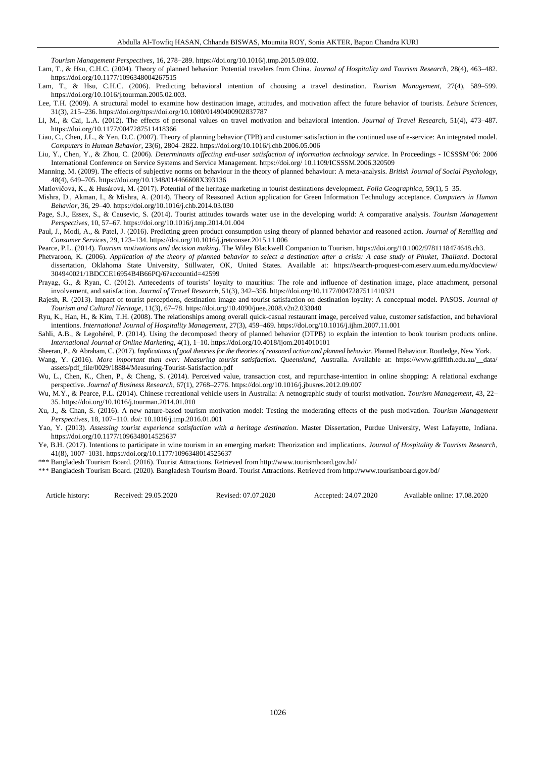*Tourism Management Perspectives*, 16, 278–289. https://doi.org/10.1016/j.tmp.2015.09.002.

Lam, T., & Hsu, C.H.C. (2004). Theory of planned behavior: Potential travelers from China. *Journal of Hospitality and Tourism Research*, 28(4), 463–482. https://doi.org/10.1177/1096348004267515

Lam, T., & Hsu, C.H.C. (2006). Predicting behavioral intention of choosing a travel destination. *Tourism Management*, 27(4), 589–599. https://doi.org/10.1016/j.tourman.2005.02.003.

Lee, T.H. (2009). A structural model to examine how destination image, attitudes, and motivation affect the future behavior of tourists. *Leisure Sciences*, 31(3), 215–236. https://doi.org/ttps://doi.org/10.1080/01490400902837787

Li, M., & Cai, L.A. (2012). The effects of personal values on travel motivation and behavioral intention. *Journal of Travel Research*, 51(4), 473–487. https://doi.org/10.1177/0047287511418366

Liao, C., Chen, J.L., & Yen, D.C. (2007). Theory of planning behavior (TPB) and customer satisfaction in the continued use of e-service: An integrated model. *Computers in Human Behavior*, 23(6), 2804–2822. https://doi.org/10.1016/j.chb.2006.05.006

Liu, Y., Chen, Y., & Zhou, C. (2006). *Determinants affecting end-user satisfaction of information technology service*. In Proceedings - ICSSSM'06: 2006 International Conference on Service Systems and Service Management. https://doi.org/ 10.1109/ICSSSM.2006.320509

Manning, M. (2009). The effects of subjective norms on behaviour in the theory of planned behaviour: A meta-analysis. *British Journal of Social Psychology*, 48(4), 649–705. https://doi.org/10.1348/014466608X393136

Matlovičová, K., & Husárová, M. (2017). Potential of the heritage marketing in tourist destinations development. *Folia Geographica*, 59(1), 5–35.

Mishra, D., Akman, I., & Mishra, A. (2014). Theory of Reasoned Action application for Green Information Technology acceptance. *Computers in Human Behavior*, 36, 29–40. https://doi.org/10.1016/j.chb.2014.03.030

Page, S.J., Essex, S., & Causevic, S. (2014). Tourist attitudes towards water use in the developing world: A comparative analysis. *Tourism Management Perspectives*, 10, 57–67. https://doi.org/10.1016/j.tmp.2014.01.004

Paul, J., Modi, A., & Patel, J. (2016). Predicting green product consumption using theory of planned behavior and reasoned action. *Journal of Retailing and Consumer Services*, 29, 123–134. https://doi.org/10.1016/j.jretconser.2015.11.006

Pearce, P.L. (2014). *Tourism motivations and decision making*. The Wiley Blackwell Companion to Tourism. https://doi.org/10.1002/9781118474648.ch3.

Phetvaroon, K. (2006). *Application of the theory of planned behavior to select a destination after a crisis: A case study of Phuket, Thailand*. Doctoral dissertation, Oklahoma State University, Stillwater, OK, United States. Available at: https://search-proquest-com.eserv.uum.edu.my/docview/ 304940021/1BDCCE16954B4B66PQ/6?accountid=42599

Prayag, G., & Ryan, C. (2012). Antecedents of tourists' loyalty to mauritius: The role and influence of destination image, place attachment, personal involvement, and satisfaction. *Journal of Travel Research*, 51(3), 342–356. https://doi.org/10.1177/0047287511410321

Rajesh, R. (2013). Impact of tourist perceptions, destination image and tourist satisfaction on destination loyalty: A conceptual model. PASOS. *Journal of Tourism and Cultural Heritage*, 11(3), 67–78. https://doi.org/10.4090/juee.2008.v2n2.033040

Ryu, K., Han, H., & Kim, T.H. (2008). The relationships among overall quick-casual restaurant image, perceived value, customer satisfaction, and behavioral intentions. *International Journal of Hospitality Management*, 27(3), 459–469. https://doi.org/10.1016/j.ijhm.2007.11.001

Sahli, A.B., & Legohérel, P. (2014). Using the decomposed theory of planned behavior (DTPB) to explain the intention to book tourism products online. *International Journal of Online Marketing*, 4(1), 1–10. https://doi.org/10.4018/ijom.2014010101

Sheeran, P., & Abraham, C. (2017). *Implications of goal theories for the theories of reasoned action and planned behavior*. Planned Behaviour. Routledge, New York.

Wang, Y. (2016). *More important than ever: Measuring tourist satisfaction. Queensland*, Australia. Available at: https://www.griffith.edu.au/__data/ assets/pdf_file/0029/18884/Measuring-Tourist-Satisfaction.pdf

Wu, L., Chen, K., Chen, P., & Cheng, S. (2014). Perceived value, transaction cost, and repurchase-intention in online shopping: A relational exchange perspective. *Journal of Business Research*, 67(1), 2768–2776. https://doi.org/10.1016/j.jbusres.2012.09.007

Wu, M.Y., & Pearce, P.L. (2014). Chinese recreational vehicle users in Australia: A netnographic study of tourist motivation. *Tourism Management*, 43, 22–35. https://doi.org/10.1016/j.tourman.2014.01.010

Xu, J., & Chan, S. (2016). A new nature-based tourism motivation model: Testing the moderating effects of the push motivation. *Tourism Management Perspectives*, 18, 107–110. *doi:* 10.1016/j.tmp.2016.01.001

Yao, Y. (2013). *Assessing tourist experience satisfaction with a heritage destination*. Master Dissertation, Purdue University, West Lafayette, Indiana. https://doi.org/10.1177/1096348014525637

Ye, B.H. (2017). Intentions to participate in wine tourism in an emerging market: Theorization and implications. *Journal of Hospitality & Tourism Research*, 41(8), 1007–1031. https://doi.org/10.1177/1096348014525637

*** Bangladesh Tourism Board. (2016). Tourist Attractions. Retrieved from http://www.tourismboard.gov.bd/

*** Bangladesh Tourism Board. (2020). Bangladesh Tourism Board. Tourist Attractions. Retrieved from http://www.tourismboard.gov.bd/

Article history: Received: 29.05.2020 Revised: 07.07.2020 Accepted: 24.07.2020 Available online: 17.08.2020